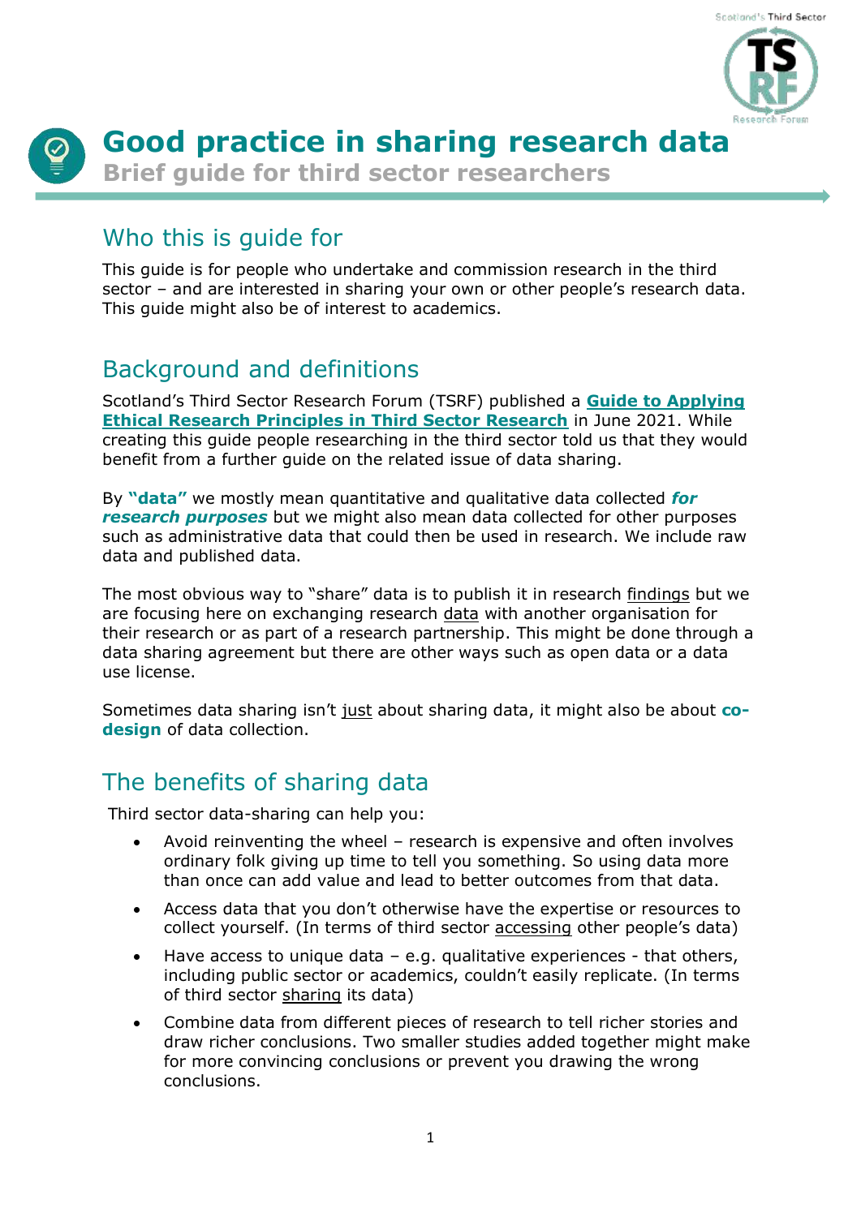// Good practice in sharing research data

# Good practice in sharing research data

**Brief guide for third sector researchers**

## Who this is guide for

This guide is for people who undertake and commission research in the third sector – and are interested in sharing your own or other people's research data. This guide might also be of interest to academics.

## Background and definitions

Scotland's Third Sector Research Forum (TSRF) published a **Guide to Applying Ethical Research Principles in Third Sector Research** in June 2021. While creating this guide people researching in the third sector told us that they would benefit from a further guide on the related issue of data sharing.

By **"data"** we mostly mean quantitative and qualitative data collected ***for research purposes*** but we might also mean data collected for other purposes such as administrative data that could then be used in research. We include raw data and published data.

The most obvious way to "share" data is to publish it in research findings but we are focusing here on exchanging research data with another organisation for their research or as part of a research partnership. This might be done through a data sharing agreement but there are other ways such as open data or a data use license.

Sometimes data sharing isn't just about sharing data, it might also be about **co-design** of data collection.

## The benefits of sharing data

Third sector data-sharing can help you:

- Avoid reinventing the wheel – research is expensive and often involves ordinary folk giving up time to tell you something. So using data more than once can add value and lead to better outcomes from that data.
- Access data that you don't otherwise have the expertise or resources to collect yourself. (In terms of third sector accessing other people's data)
- Have access to unique data – e.g. qualitative experiences - that others, including public sector or academics, couldn't easily replicate. (In terms of third sector sharing its data)
- Combine data from different pieces of research to tell richer stories and draw richer conclusions. Two smaller studies added together might make for more convincing conclusions or prevent you drawing the wrong conclusions.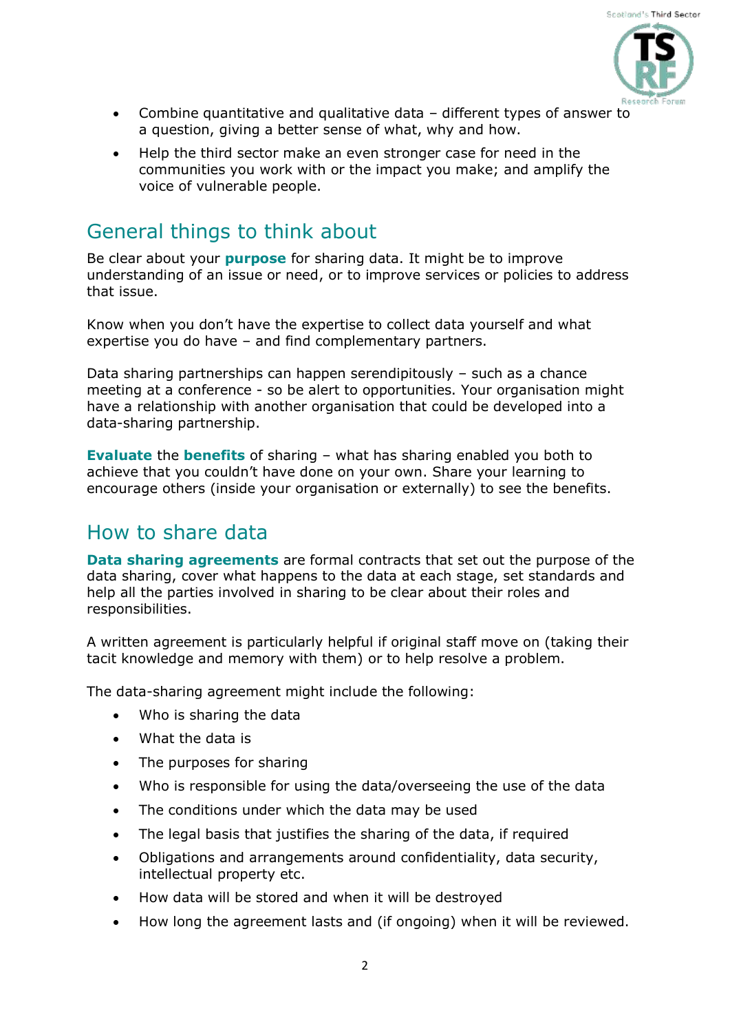- Combine quantitative and qualitative data – different types of answer to a question, giving a better sense of what, why and how.
- Help the third sector make an even stronger case for need in the communities you work with or the impact you make; and amplify the voice of vulnerable people.

## General things to think about

Be clear about your **purpose** for sharing data. It might be to improve understanding of an issue or need, or to improve services or policies to address that issue.

Know when you don't have the expertise to collect data yourself and what expertise you do have – and find complementary partners.

Data sharing partnerships can happen serendipitously – such as a chance meeting at a conference - so be alert to opportunities. Your organisation might have a relationship with another organisation that could be developed into a data-sharing partnership.

**Evaluate** the **benefits** of sharing – what has sharing enabled you both to achieve that you couldn't have done on your own. Share your learning to encourage others (inside your organisation or externally) to see the benefits.

## How to share data

**Data sharing agreements** are formal contracts that set out the purpose of the data sharing, cover what happens to the data at each stage, set standards and help all the parties involved in sharing to be clear about their roles and responsibilities.

A written agreement is particularly helpful if original staff move on (taking their tacit knowledge and memory with them) or to help resolve a problem.

The data-sharing agreement might include the following:

- Who is sharing the data
- What the data is
- The purposes for sharing
- Who is responsible for using the data/overseeing the use of the data
- The conditions under which the data may be used
- The legal basis that justifies the sharing of the data, if required
- Obligations and arrangements around confidentiality, data security, intellectual property etc.
- How data will be stored and when it will be destroyed
- How long the agreement lasts and (if ongoing) when it will be reviewed.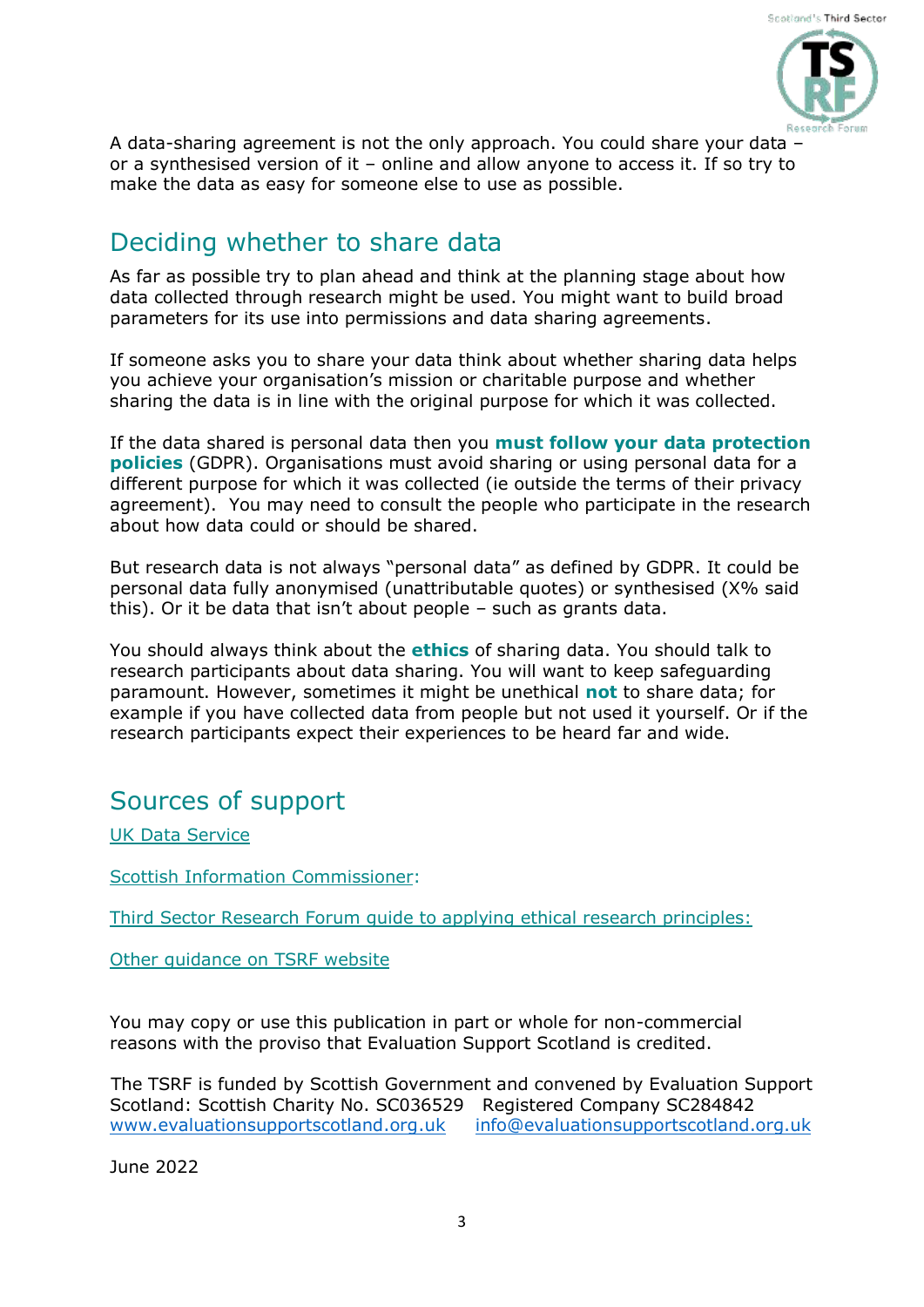A data-sharing agreement is not the only approach. You could share your data – or a synthesised version of it – online and allow anyone to access it. If so try to make the data as easy for someone else to use as possible.

## Deciding whether to share data

As far as possible try to plan ahead and think at the planning stage about how data collected through research might be used. You might want to build broad parameters for its use into permissions and data sharing agreements.

If someone asks you to share your data think about whether sharing data helps you achieve your organisation's mission or charitable purpose and whether sharing the data is in line with the original purpose for which it was collected.

If the data shared is personal data then you **must follow your data protection policies** (GDPR). Organisations must avoid sharing or using personal data for a different purpose for which it was collected (ie outside the terms of their privacy agreement). You may need to consult the people who participate in the research about how data could or should be shared.

But research data is not always "personal data" as defined by GDPR. It could be personal data fully anonymised (unattributable quotes) or synthesised (X% said this). Or it be data that isn't about people – such as grants data.

You should always think about the **ethics** of sharing data. You should talk to research participants about data sharing. You will want to keep safeguarding paramount. However, sometimes it might be unethical **not** to share data; for example if you have collected data from people but not used it yourself. Or if the research participants expect their experiences to be heard far and wide.

## Sources of support

UK Data Service

Scottish Information Commissioner:

Third Sector Research Forum guide to applying ethical research principles:

Other guidance on TSRF website

You may copy or use this publication in part or whole for non-commercial reasons with the proviso that Evaluation Support Scotland is credited.

The TSRF is funded by Scottish Government and convened by Evaluation Support Scotland: Scottish Charity No. SC036529 Registered Company SC284842
www.evaluationsupportscotland.org.uk info@evaluationsupportscotland.org.uk

June 2022